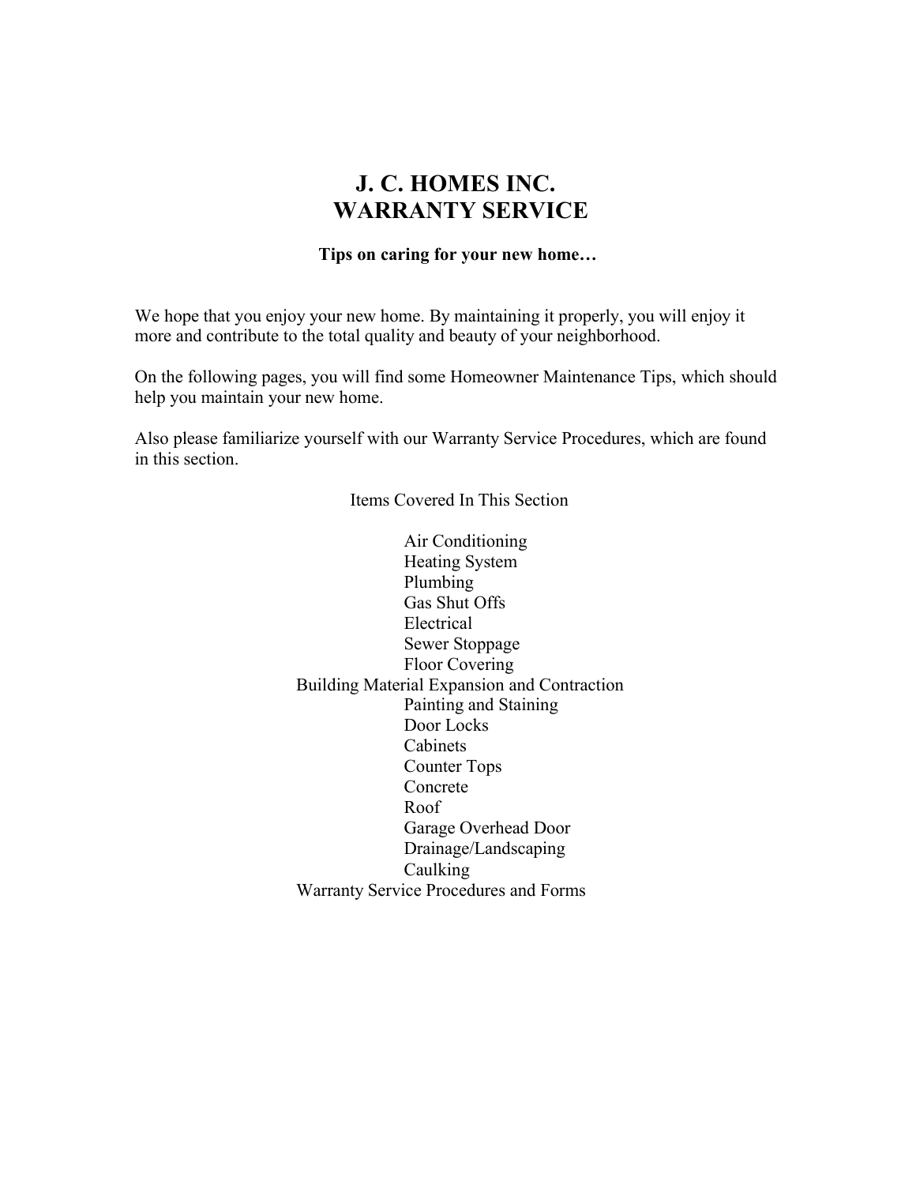# J. C. HOMES INC.
# WARRANTY SERVICE

**Tips on caring for your new home…**

We hope that you enjoy your new home. By maintaining it properly, you will enjoy it more and contribute to the total quality and beauty of your neighborhood.

On the following pages, you will find some Homeowner Maintenance Tips, which should help you maintain your new home.

Also please familiarize yourself with our Warranty Service Procedures, which are found in this section.

Items Covered In This Section

- Air Conditioning
- Heating System
- Plumbing
- Gas Shut Offs
- Electrical
- Sewer Stoppage
- Floor Covering
- Building Material Expansion and Contraction
- Painting and Staining
- Door Locks
- Cabinets
- Counter Tops
- Concrete
- Roof
- Garage Overhead Door
- Drainage/Landscaping
- Caulking
- Warranty Service Procedures and Forms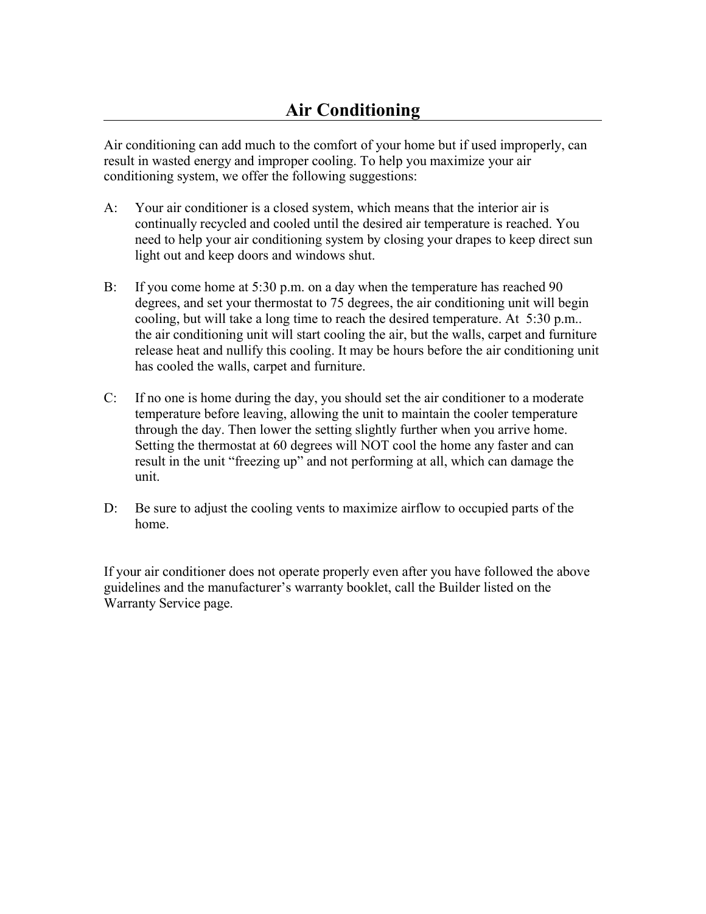# Air Conditioning

Air conditioning can add much to the comfort of your home but if used improperly, can result in wasted energy and improper cooling. To help you maximize your air conditioning system, we offer the following suggestions:

A: Your air conditioner is a closed system, which means that the interior air is continually recycled and cooled until the desired air temperature is reached. You need to help your air conditioning system by closing your drapes to keep direct sun light out and keep doors and windows shut.

B: If you come home at 5:30 p.m. on a day when the temperature has reached 90 degrees, and set your thermostat to 75 degrees, the air conditioning unit will begin cooling, but will take a long time to reach the desired temperature. At 5:30 p.m.. the air conditioning unit will start cooling the air, but the walls, carpet and furniture release heat and nullify this cooling. It may be hours before the air conditioning unit has cooled the walls, carpet and furniture.

C: If no one is home during the day, you should set the air conditioner to a moderate temperature before leaving, allowing the unit to maintain the cooler temperature through the day. Then lower the setting slightly further when you arrive home. Setting the thermostat at 60 degrees will NOT cool the home any faster and can result in the unit "freezing up" and not performing at all, which can damage the unit.

D: Be sure to adjust the cooling vents to maximize airflow to occupied parts of the home.

If your air conditioner does not operate properly even after you have followed the above guidelines and the manufacturer's warranty booklet, call the Builder listed on the Warranty Service page.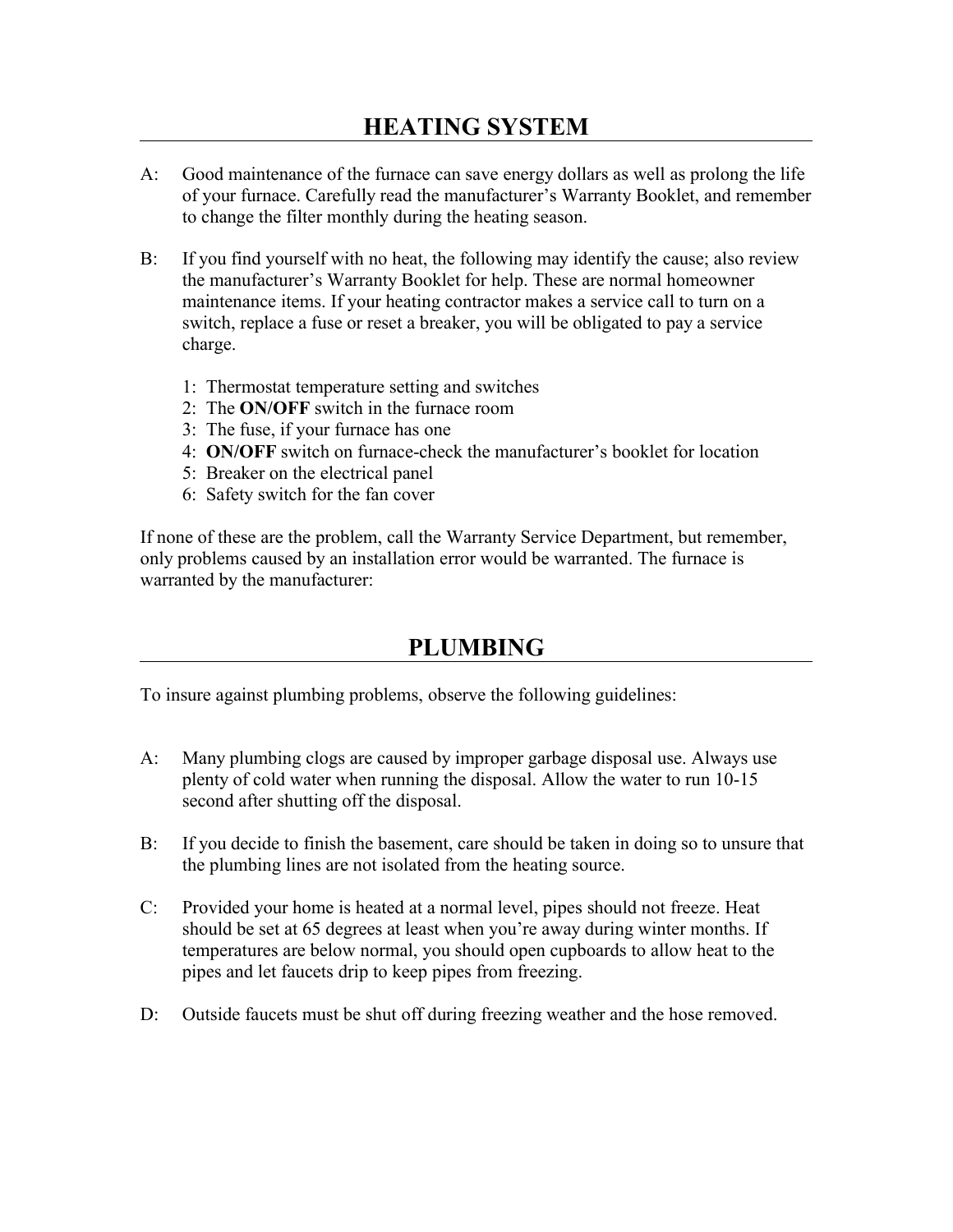## HEATING SYSTEM

A: Good maintenance of the furnace can save energy dollars as well as prolong the life of your furnace. Carefully read the manufacturer's Warranty Booklet, and remember to change the filter monthly during the heating season.

B: If you find yourself with no heat, the following may identify the cause; also review the manufacturer's Warranty Booklet for help. These are normal homeowner maintenance items. If your heating contractor makes a service call to turn on a switch, replace a fuse or reset a breaker, you will be obligated to pay a service charge.

1: Thermostat temperature setting and switches
2: The **ON/OFF** switch in the furnace room
3: The fuse, if your furnace has one
4: **ON/OFF** switch on furnace-check the manufacturer's booklet for location
5: Breaker on the electrical panel
6: Safety switch for the fan cover

If none of these are the problem, call the Warranty Service Department, but remember, only problems caused by an installation error would be warranted. The furnace is warranted by the manufacturer:

## PLUMBING

To insure against plumbing problems, observe the following guidelines:

A: Many plumbing clogs are caused by improper garbage disposal use. Always use plenty of cold water when running the disposal. Allow the water to run 10-15 second after shutting off the disposal.

B: If you decide to finish the basement, care should be taken in doing so to unsure that the plumbing lines are not isolated from the heating source.

C: Provided your home is heated at a normal level, pipes should not freeze. Heat should be set at 65 degrees at least when you're away during winter months. If temperatures are below normal, you should open cupboards to allow heat to the pipes and let faucets drip to keep pipes from freezing.

D: Outside faucets must be shut off during freezing weather and the hose removed.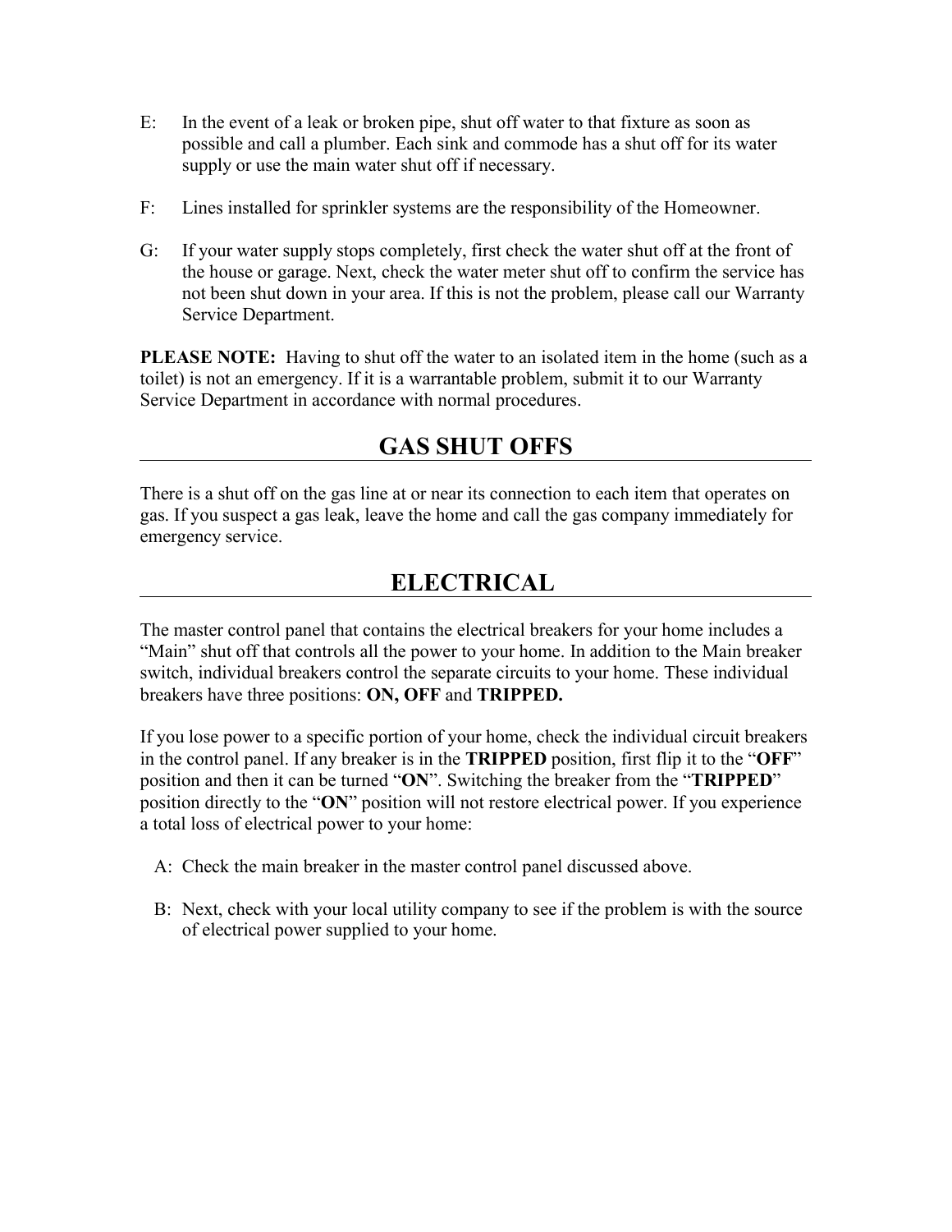E: In the event of a leak or broken pipe, shut off water to that fixture as soon as possible and call a plumber. Each sink and commode has a shut off for its water supply or use the main water shut off if necessary.

F: Lines installed for sprinkler systems are the responsibility of the Homeowner.

G: If your water supply stops completely, first check the water shut off at the front of the house or garage. Next, check the water meter shut off to confirm the service has not been shut down in your area. If this is not the problem, please call our Warranty Service Department.

**PLEASE NOTE:** Having to shut off the water to an isolated item in the home (such as a toilet) is not an emergency. If it is a warrantable problem, submit it to our Warranty Service Department in accordance with normal procedures.

## GAS SHUT OFFS

There is a shut off on the gas line at or near its connection to each item that operates on gas. If you suspect a gas leak, leave the home and call the gas company immediately for emergency service.

## ELECTRICAL

The master control panel that contains the electrical breakers for your home includes a "Main" shut off that controls all the power to your home. In addition to the Main breaker switch, individual breakers control the separate circuits to your home. These individual breakers have three positions: **ON, OFF** and **TRIPPED.**

If you lose power to a specific portion of your home, check the individual circuit breakers in the control panel. If any breaker is in the **TRIPPED** position, first flip it to the "**OFF**" position and then it can be turned "**ON**". Switching the breaker from the "**TRIPPED**" position directly to the "**ON**" position will not restore electrical power. If you experience a total loss of electrical power to your home:

A: Check the main breaker in the master control panel discussed above.

B: Next, check with your local utility company to see if the problem is with the source of electrical power supplied to your home.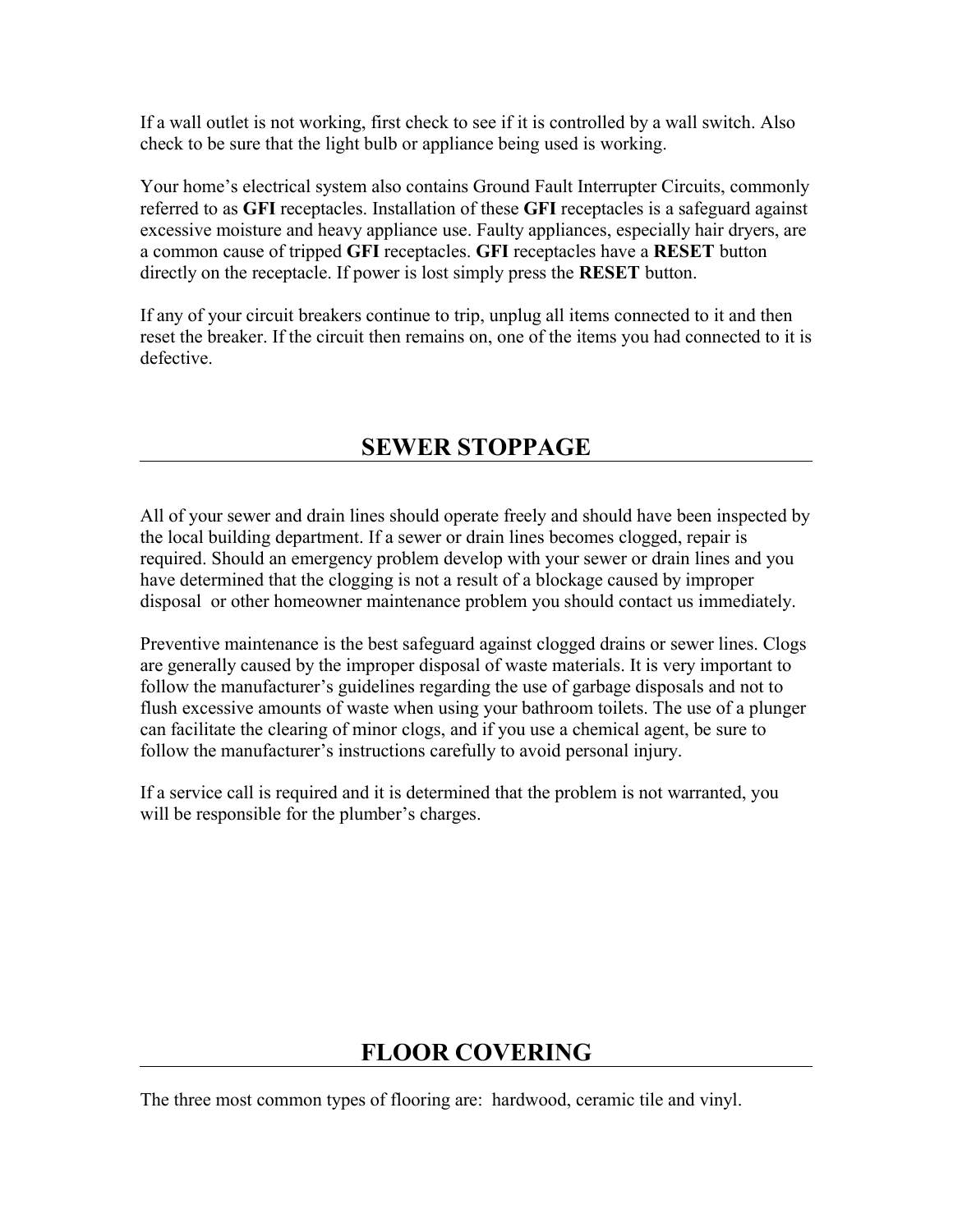If a wall outlet is not working, first check to see if it is controlled by a wall switch. Also check to be sure that the light bulb or appliance being used is working.

Your home's electrical system also contains Ground Fault Interrupter Circuits, commonly referred to as **GFI** receptacles. Installation of these **GFI** receptacles is a safeguard against excessive moisture and heavy appliance use. Faulty appliances, especially hair dryers, are a common cause of tripped **GFI** receptacles. **GFI** receptacles have a **RESET** button directly on the receptacle. If power is lost simply press the **RESET** button.

If any of your circuit breakers continue to trip, unplug all items connected to it and then reset the breaker. If the circuit then remains on, one of the items you had connected to it is defective.

## SEWER STOPPAGE

All of your sewer and drain lines should operate freely and should have been inspected by the local building department. If a sewer or drain lines becomes clogged, repair is required. Should an emergency problem develop with your sewer or drain lines and you have determined that the clogging is not a result of a blockage caused by improper disposal or other homeowner maintenance problem you should contact us immediately.

Preventive maintenance is the best safeguard against clogged drains or sewer lines. Clogs are generally caused by the improper disposal of waste materials. It is very important to follow the manufacturer's guidelines regarding the use of garbage disposals and not to flush excessive amounts of waste when using your bathroom toilets. The use of a plunger can facilitate the clearing of minor clogs, and if you use a chemical agent, be sure to follow the manufacturer's instructions carefully to avoid personal injury.

If a service call is required and it is determined that the problem is not warranted, you will be responsible for the plumber's charges.

## FLOOR COVERING

The three most common types of flooring are: hardwood, ceramic tile and vinyl.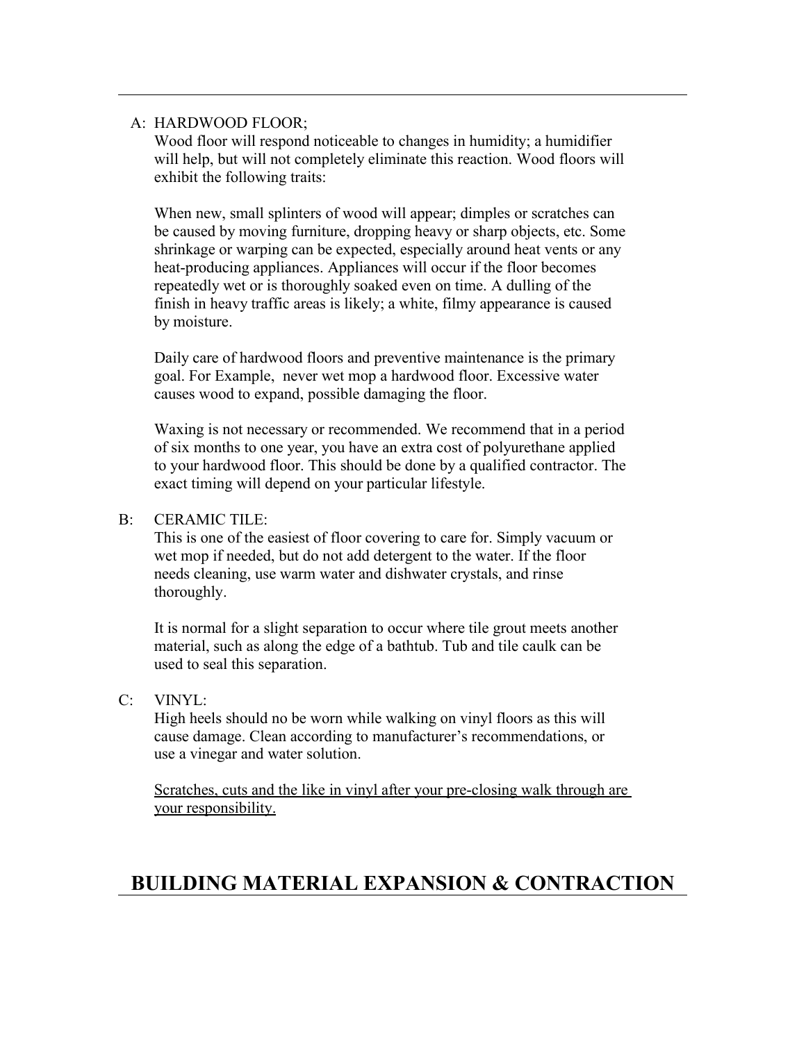A: HARDWOOD FLOOR;

Wood floor will respond noticeable to changes in humidity; a humidifier will help, but will not completely eliminate this reaction. Wood floors will exhibit the following traits:

When new, small splinters of wood will appear; dimples or scratches can be caused by moving furniture, dropping heavy or sharp objects, etc. Some shrinkage or warping can be expected, especially around heat vents or any heat-producing appliances. Appliances will occur if the floor becomes repeatedly wet or is thoroughly soaked even on time. A dulling of the finish in heavy traffic areas is likely; a white, filmy appearance is caused by moisture.

Daily care of hardwood floors and preventive maintenance is the primary goal. For Example, never wet mop a hardwood floor. Excessive water causes wood to expand, possible damaging the floor.

Waxing is not necessary or recommended. We recommend that in a period of six months to one year, you have an extra cost of polyurethane applied to your hardwood floor. This should be done by a qualified contractor. The exact timing will depend on your particular lifestyle.

B: CERAMIC TILE:

This is one of the easiest of floor covering to care for. Simply vacuum or wet mop if needed, but do not add detergent to the water. If the floor needs cleaning, use warm water and dishwater crystals, and rinse thoroughly.

It is normal for a slight separation to occur where tile grout meets another material, such as along the edge of a bathtub. Tub and tile caulk can be used to seal this separation.

C: VINYL:

High heels should no be worn while walking on vinyl floors as this will cause damage. Clean according to manufacturer's recommendations, or use a vinegar and water solution.

<u>Scratches, cuts and the like in vinyl after your pre-closing walk through are your responsibility.</u>

# BUILDING MATERIAL EXPANSION & CONTRACTION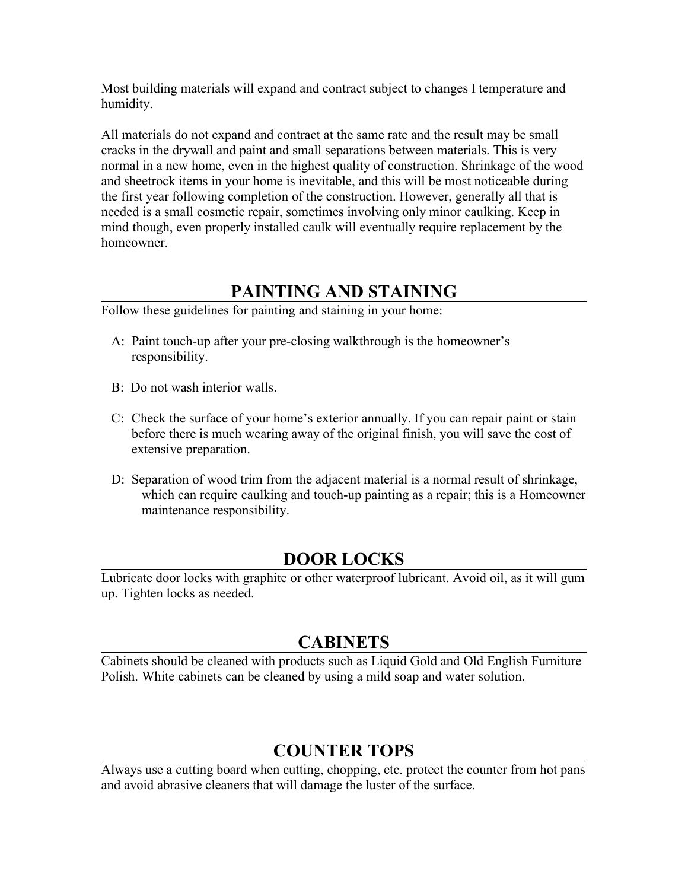Most building materials will expand and contract subject to changes I temperature and humidity.

All materials do not expand and contract at the same rate and the result may be small cracks in the drywall and paint and small separations between materials. This is very normal in a new home, even in the highest quality of construction. Shrinkage of the wood and sheetrock items in your home is inevitable, and this will be most noticeable during the first year following completion of the construction. However, generally all that is needed is a small cosmetic repair, sometimes involving only minor caulking. Keep in mind though, even properly installed caulk will eventually require replacement by the homeowner.

## PAINTING AND STAINING

Follow these guidelines for painting and staining in your home:

A: Paint touch-up after your pre-closing walkthrough is the homeowner's responsibility.

B: Do not wash interior walls.

C: Check the surface of your home's exterior annually. If you can repair paint or stain before there is much wearing away of the original finish, you will save the cost of extensive preparation.

D: Separation of wood trim from the adjacent material is a normal result of shrinkage, which can require caulking and touch-up painting as a repair; this is a Homeowner maintenance responsibility.

## DOOR LOCKS

Lubricate door locks with graphite or other waterproof lubricant. Avoid oil, as it will gum up. Tighten locks as needed.

## CABINETS

Cabinets should be cleaned with products such as Liquid Gold and Old English Furniture Polish. White cabinets can be cleaned by using a mild soap and water solution.

## COUNTER TOPS

Always use a cutting board when cutting, chopping, etc. protect the counter from hot pans and avoid abrasive cleaners that will damage the luster of the surface.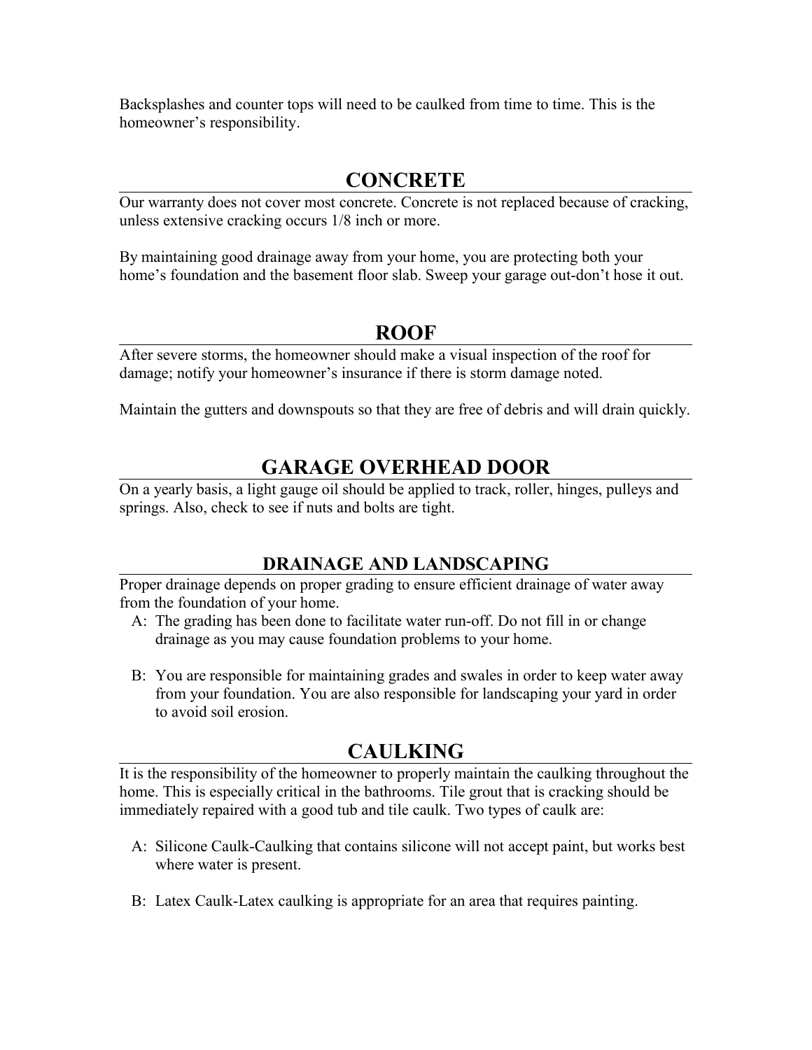Backsplashes and counter tops will need to be caulked from time to time. This is the homeowner's responsibility.

## CONCRETE

Our warranty does not cover most concrete. Concrete is not replaced because of cracking, unless extensive cracking occurs 1/8 inch or more.

By maintaining good drainage away from your home, you are protecting both your home's foundation and the basement floor slab. Sweep your garage out-don't hose it out.

## ROOF

After severe storms, the homeowner should make a visual inspection of the roof for damage; notify your homeowner's insurance if there is storm damage noted.

Maintain the gutters and downspouts so that they are free of debris and will drain quickly.

## GARAGE OVERHEAD DOOR

On a yearly basis, a light gauge oil should be applied to track, roller, hinges, pulleys and springs. Also, check to see if nuts and bolts are tight.

### DRAINAGE AND LANDSCAPING

Proper drainage depends on proper grading to ensure efficient drainage of water away from the foundation of your home.

A: The grading has been done to facilitate water run-off. Do not fill in or change drainage as you may cause foundation problems to your home.

B: You are responsible for maintaining grades and swales in order to keep water away from your foundation. You are also responsible for landscaping your yard in order to avoid soil erosion.

## CAULKING

It is the responsibility of the homeowner to properly maintain the caulking throughout the home. This is especially critical in the bathrooms. Tile grout that is cracking should be immediately repaired with a good tub and tile caulk. Two types of caulk are:

A: Silicone Caulk-Caulking that contains silicone will not accept paint, but works best where water is present.

B: Latex Caulk-Latex caulking is appropriate for an area that requires painting.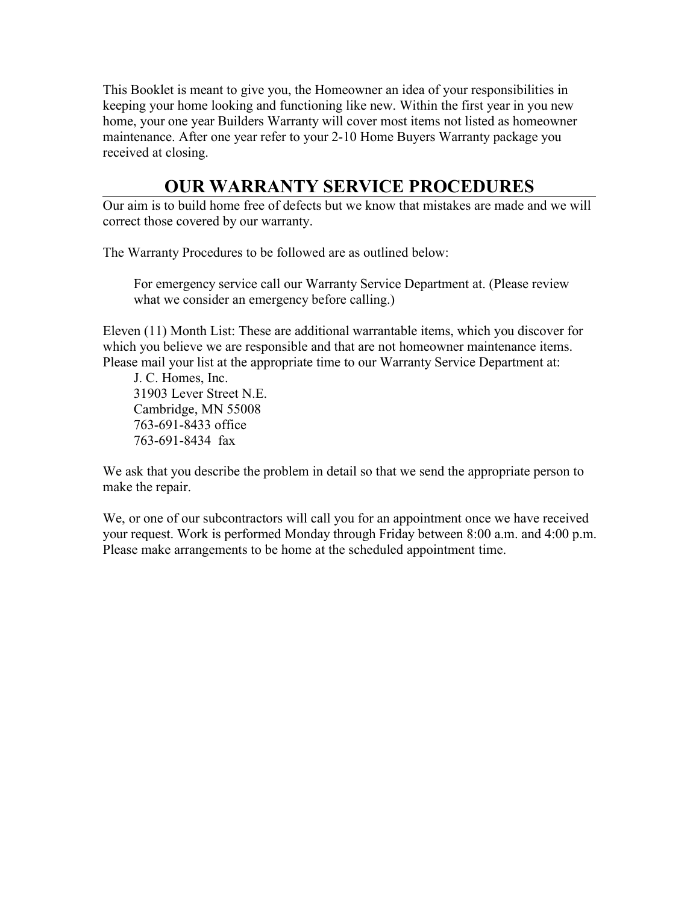This Booklet is meant to give you, the Homeowner an idea of your responsibilities in keeping your home looking and functioning like new. Within the first year in you new home, your one year Builders Warranty will cover most items not listed as homeowner maintenance. After one year refer to your 2-10 Home Buyers Warranty package you received at closing.

## OUR WARRANTY SERVICE PROCEDURES

Our aim is to build home free of defects but we know that mistakes are made and we will correct those covered by our warranty.

The Warranty Procedures to be followed are as outlined below:

> For emergency service call our Warranty Service Department at. (Please review what we consider an emergency before calling.)

Eleven (11) Month List: These are additional warrantable items, which you discover for which you believe we are responsible and that are not homeowner maintenance items. Please mail your list at the appropriate time to our Warranty Service Department at:

> J. C. Homes, Inc.  
> 31903 Lever Street N.E.  
> Cambridge, MN 55008  
> 763-691-8433 office  
> 763-691-8434 fax

We ask that you describe the problem in detail so that we send the appropriate person to make the repair.

We, or one of our subcontractors will call you for an appointment once we have received your request. Work is performed Monday through Friday between 8:00 a.m. and 4:00 p.m. Please make arrangements to be home at the scheduled appointment time.